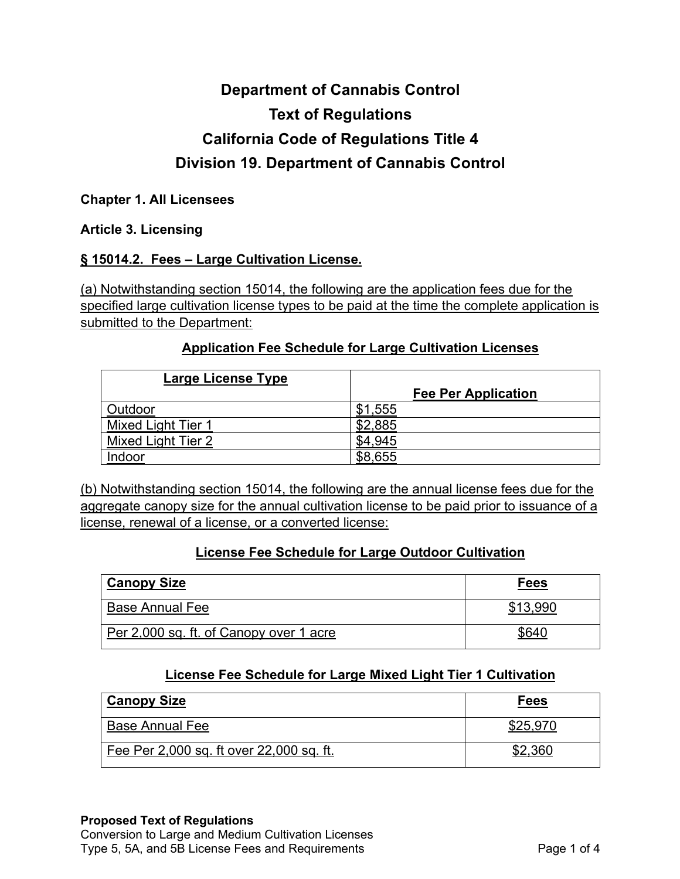# Department of Cannabis Control
# Text of Regulations
# California Code of Regulations Title 4
# Division 19. Department of Cannabis Control

**Chapter 1. All Licensees**

**Article 3. Licensing**

**§ 15014.2. Fees – Large Cultivation License.**

(a) Notwithstanding section 15014, the following are the application fees due for the specified large cultivation license types to be paid at the time the complete application is submitted to the Department:

**Application Fee Schedule for Large Cultivation Licenses**

| Large License Type | Fee Per Application |
| --- | --- |
| Outdoor | $1,555 |
| Mixed Light Tier 1 | $2,885 |
| Mixed Light Tier 2 | $4,945 |
| Indoor | $8,655 |

(b) Notwithstanding section 15014, the following are the annual license fees due for the aggregate canopy size for the annual cultivation license to be paid prior to issuance of a license, renewal of a license, or a converted license:

**License Fee Schedule for Large Outdoor Cultivation**

| Canopy Size | Fees |
| --- | --- |
| Base Annual Fee | $13,990 |
| Per 2,000 sq. ft. of Canopy over 1 acre | $640 |

**License Fee Schedule for Large Mixed Light Tier 1 Cultivation**

| Canopy Size | Fees |
| --- | --- |
| Base Annual Fee | $25,970 |
| Fee Per 2,000 sq. ft over 22,000 sq. ft. | $2,360 |

**Proposed Text of Regulations**
Conversion to Large and Medium Cultivation Licenses
Type 5, 5A, and 5B License Fees and Requirements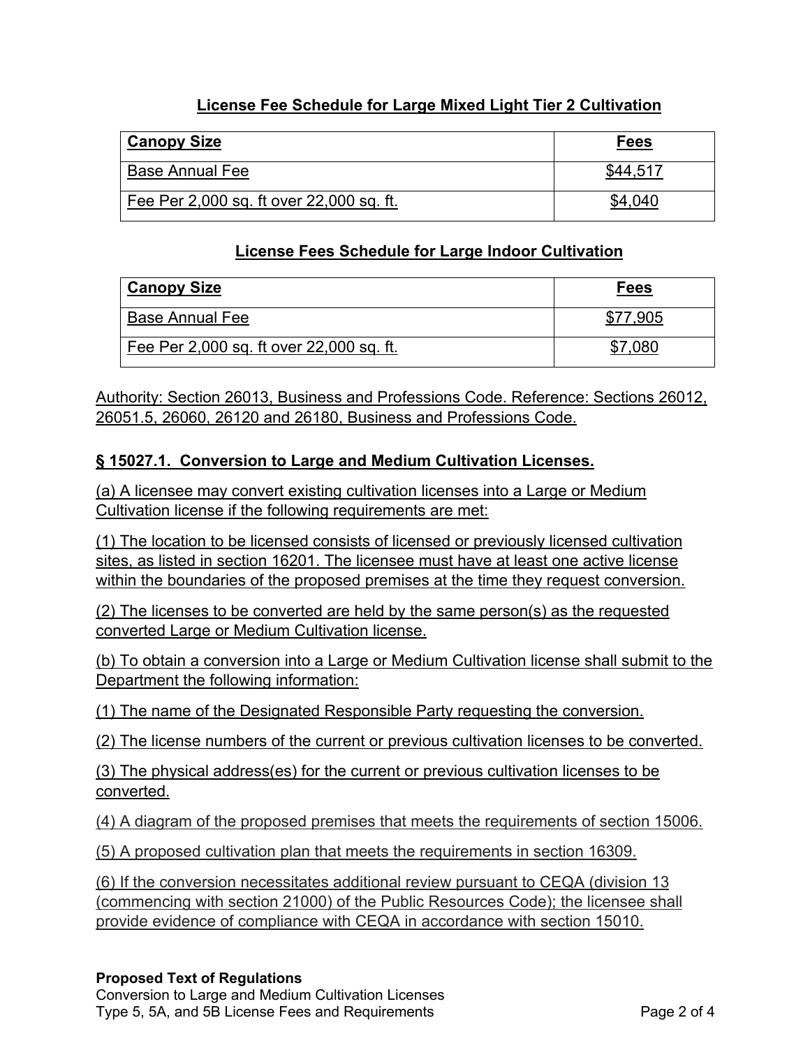### License Fee Schedule for Large Mixed Light Tier 2 Cultivation

| Canopy Size | Fees |
|---|---|
| Base Annual Fee | $44,517 |
| Fee Per 2,000 sq. ft over 22,000 sq. ft. | $4,040 |

### License Fees Schedule for Large Indoor Cultivation

| Canopy Size | Fees |
|---|---|
| Base Annual Fee | $77,905 |
| Fee Per 2,000 sq. ft over 22,000 sq. ft. | $7,080 |

Authority: Section 26013, Business and Professions Code. Reference: Sections 26012, 26051.5, 26060, 26120 and 26180, Business and Professions Code.

### § 15027.1. Conversion to Large and Medium Cultivation Licenses.

(a) A licensee may convert existing cultivation licenses into a Large or Medium Cultivation license if the following requirements are met:

(1) The location to be licensed consists of licensed or previously licensed cultivation sites, as listed in section 16201. The licensee must have at least one active license within the boundaries of the proposed premises at the time they request conversion.

(2) The licenses to be converted are held by the same person(s) as the requested converted Large or Medium Cultivation license.

(b) To obtain a conversion into a Large or Medium Cultivation license shall submit to the Department the following information:

(1) The name of the Designated Responsible Party requesting the conversion.

(2) The license numbers of the current or previous cultivation licenses to be converted.

(3) The physical address(es) for the current or previous cultivation licenses to be converted.

(4) A diagram of the proposed premises that meets the requirements of section 15006.

(5) A proposed cultivation plan that meets the requirements in section 16309.

(6) If the conversion necessitates additional review pursuant to CEQA (division 13 (commencing with section 21000) of the Public Resources Code); the licensee shall provide evidence of compliance with CEQA in accordance with section 15010.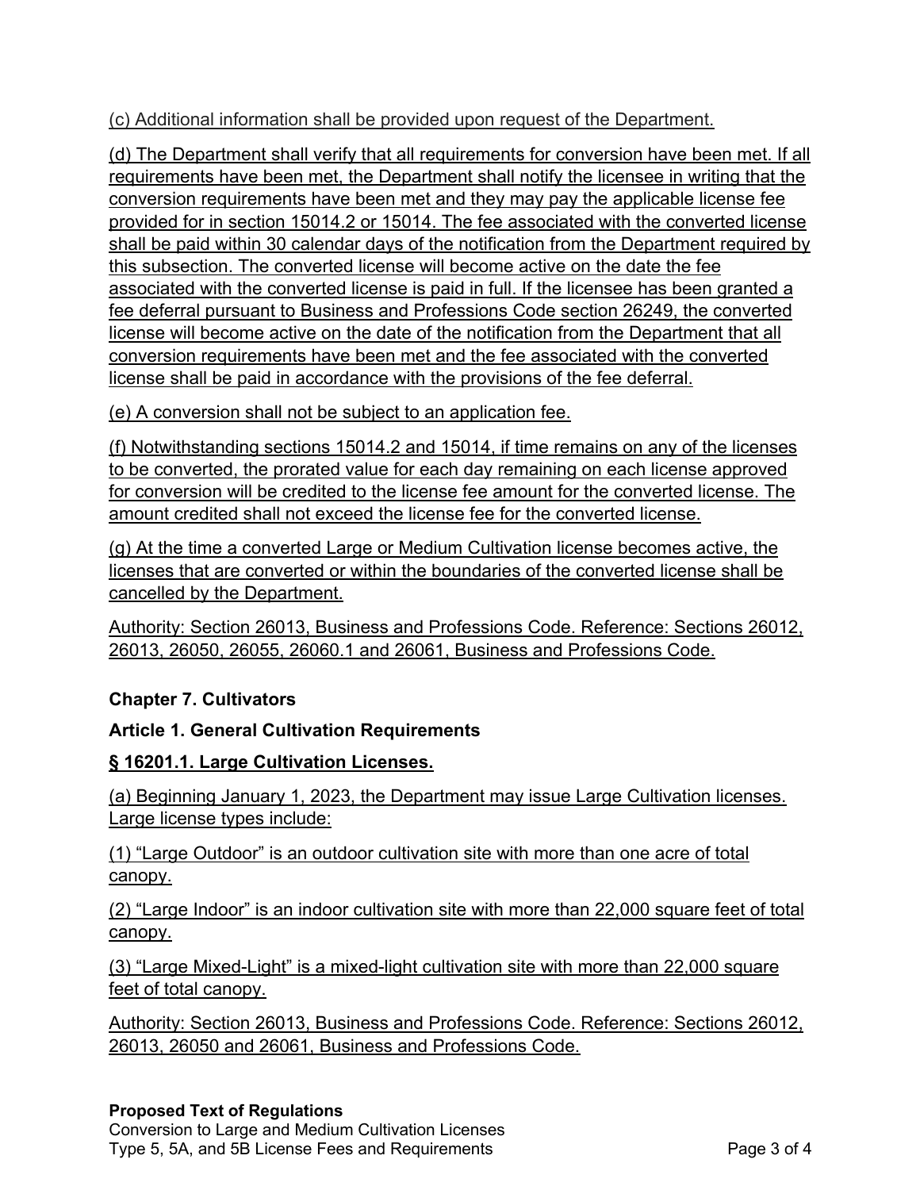(c) Additional information shall be provided upon request of the Department.

(d) The Department shall verify that all requirements for conversion have been met. If all requirements have been met, the Department shall notify the licensee in writing that the conversion requirements have been met and they may pay the applicable license fee provided for in section 15014.2 or 15014. The fee associated with the converted license shall be paid within 30 calendar days of the notification from the Department required by this subsection. The converted license will become active on the date the fee associated with the converted license is paid in full. If the licensee has been granted a fee deferral pursuant to Business and Professions Code section 26249, the converted license will become active on the date of the notification from the Department that all conversion requirements have been met and the fee associated with the converted license shall be paid in accordance with the provisions of the fee deferral.

(e) A conversion shall not be subject to an application fee.

(f) Notwithstanding sections 15014.2 and 15014, if time remains on any of the licenses to be converted, the prorated value for each day remaining on each license approved for conversion will be credited to the license fee amount for the converted license. The amount credited shall not exceed the license fee for the converted license.

(g) At the time a converted Large or Medium Cultivation license becomes active, the licenses that are converted or within the boundaries of the converted license shall be cancelled by the Department.

Authority: Section 26013, Business and Professions Code. Reference: Sections 26012, 26013, 26050, 26055, 26060.1 and 26061, Business and Professions Code.

## Chapter 7. Cultivators

### Article 1. General Cultivation Requirements

### § 16201.1. Large Cultivation Licenses.

(a) Beginning January 1, 2023, the Department may issue Large Cultivation licenses. Large license types include:

(1) "Large Outdoor" is an outdoor cultivation site with more than one acre of total canopy.

(2) "Large Indoor" is an indoor cultivation site with more than 22,000 square feet of total canopy.

(3) "Large Mixed-Light" is a mixed-light cultivation site with more than 22,000 square feet of total canopy.

Authority: Section 26013, Business and Professions Code. Reference: Sections 26012, 26013, 26050 and 26061, Business and Professions Code.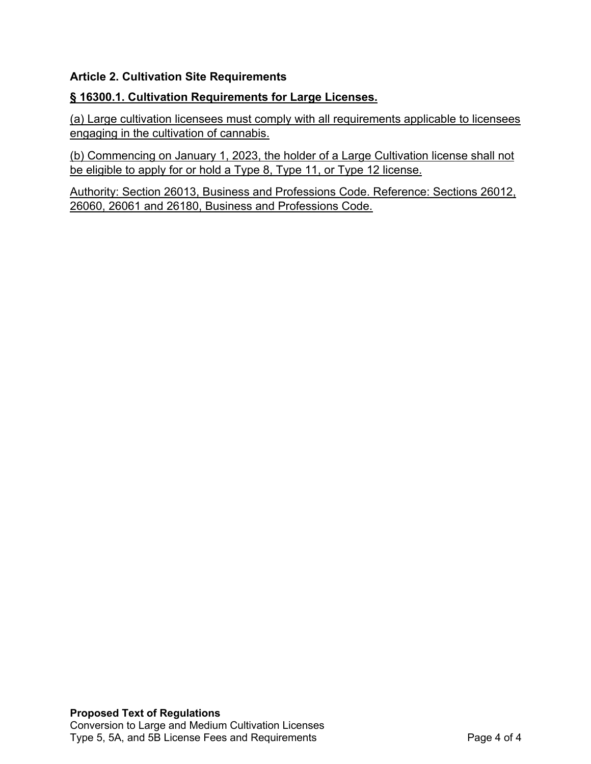**Article 2. Cultivation Site Requirements**

**§ 16300.1. Cultivation Requirements for Large Licenses.**

(a) Large cultivation licensees must comply with all requirements applicable to licensees engaging in the cultivation of cannabis.

(b) Commencing on January 1, 2023, the holder of a Large Cultivation license shall not be eligible to apply for or hold a Type 8, Type 11, or Type 12 license.

Authority: Section 26013, Business and Professions Code. Reference: Sections 26012, 26060, 26061 and 26180, Business and Professions Code.